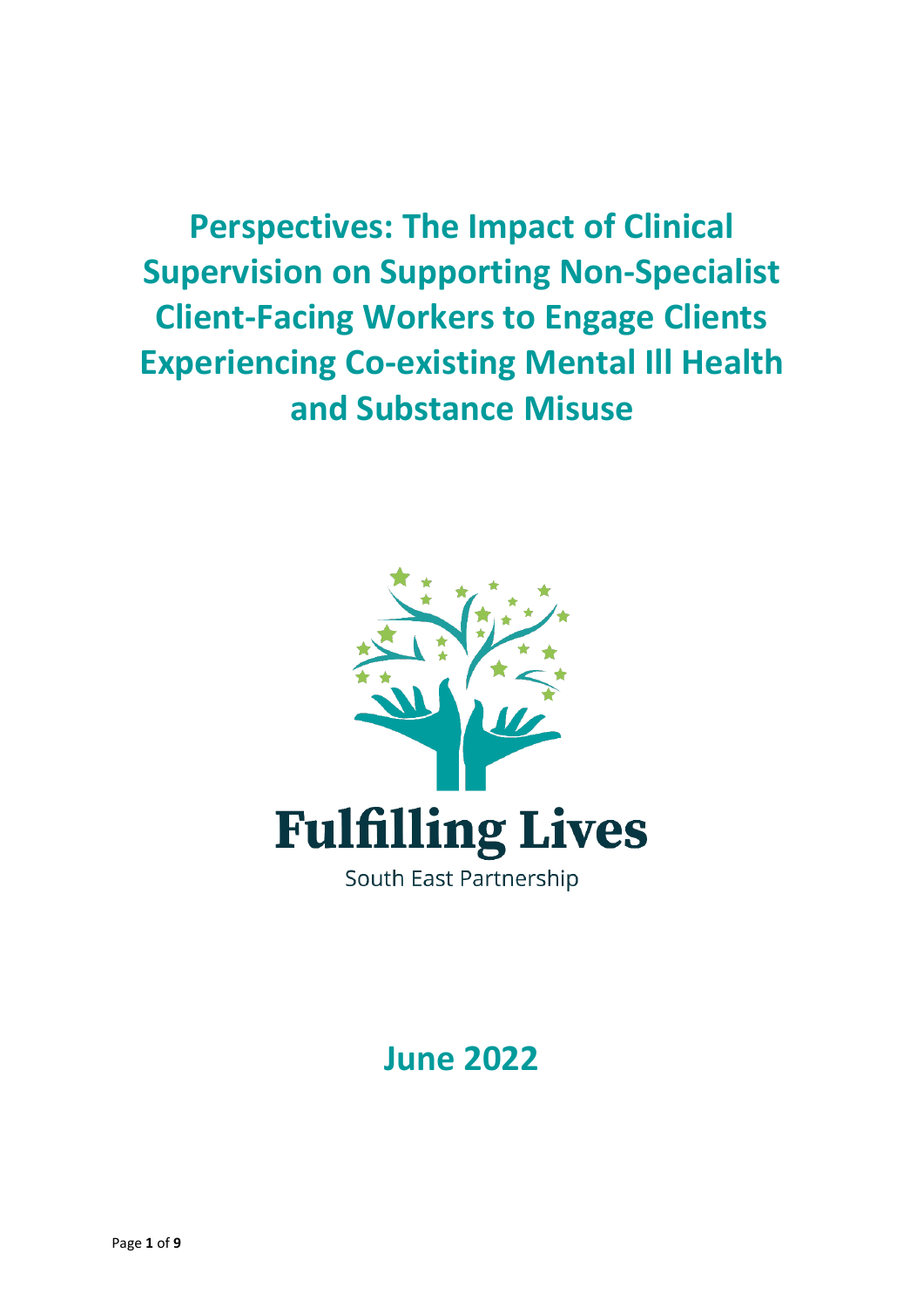# Perspectives: The Impact of Clinical Supervision on Supporting Non-Specialist Client-Facing Workers to Engage Clients Experiencing Co-existing Mental Ill Health and Substance Misuse

**Fulfilling Lives**

South East Partnership

## June 2022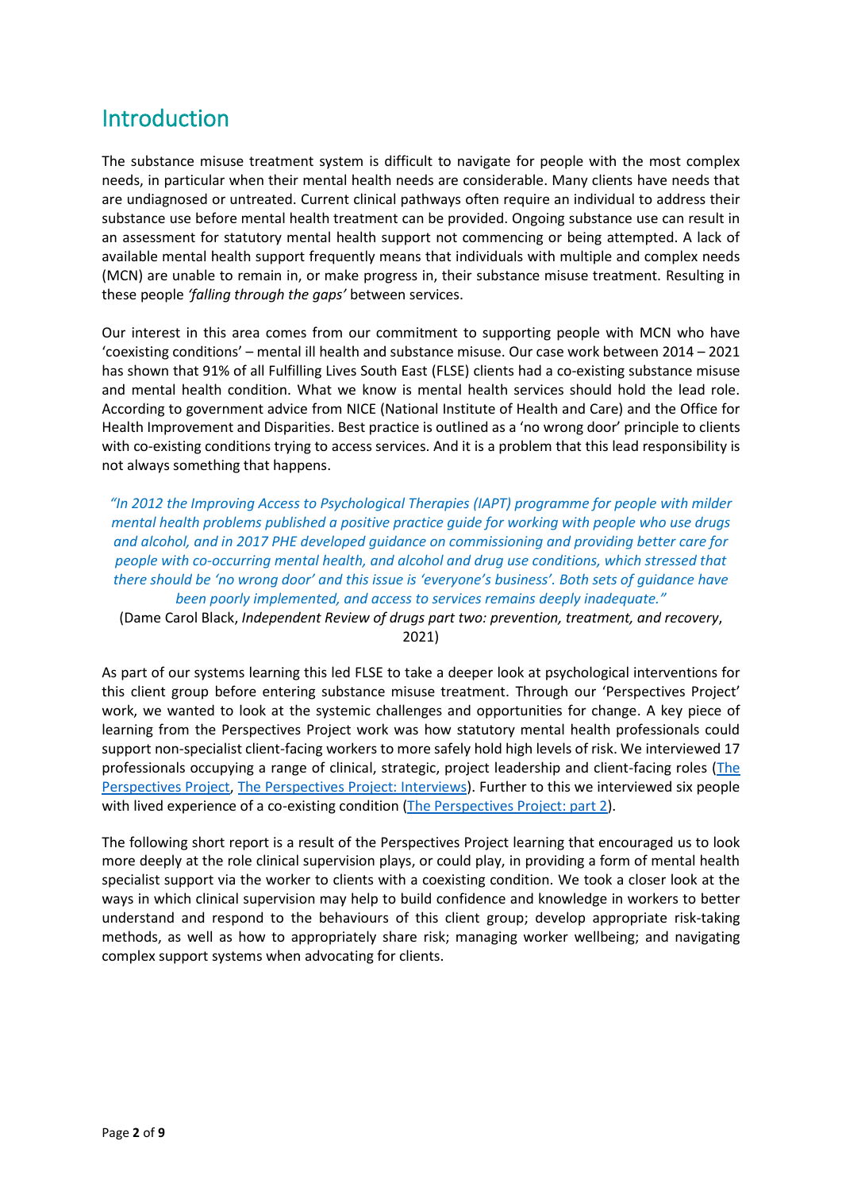# Introduction

The substance misuse treatment system is difficult to navigate for people with the most complex needs, in particular when their mental health needs are considerable. Many clients have needs that are undiagnosed or untreated. Current clinical pathways often require an individual to address their substance use before mental health treatment can be provided. Ongoing substance use can result in an assessment for statutory mental health support not commencing or being attempted. A lack of available mental health support frequently means that individuals with multiple and complex needs (MCN) are unable to remain in, or make progress in, their substance misuse treatment. Resulting in these people *'falling through the gaps'* between services.

Our interest in this area comes from our commitment to supporting people with MCN who have 'coexisting conditions' – mental ill health and substance misuse. Our case work between 2014 – 2021 has shown that 91% of all Fulfilling Lives South East (FLSE) clients had a co-existing substance misuse and mental health condition. What we know is mental health services should hold the lead role. According to government advice from NICE (National Institute of Health and Care) and the Office for Health Improvement and Disparities. Best practice is outlined as a 'no wrong door' principle to clients with co-existing conditions trying to access services. And it is a problem that this lead responsibility is not always something that happens.

> *"In 2012 the Improving Access to Psychological Therapies (IAPT) programme for people with milder mental health problems published a positive practice guide for working with people who use drugs and alcohol, and in 2017 PHE developed guidance on commissioning and providing better care for people with co-occurring mental health, and alcohol and drug use conditions, which stressed that there should be 'no wrong door' and this issue is 'everyone's business'. Both sets of guidance have been poorly implemented, and access to services remains deeply inadequate."*
>
> (Dame Carol Black, *Independent Review of drugs part two: prevention, treatment, and recovery*, 2021)

As part of our systems learning this led FLSE to take a deeper look at psychological interventions for this client group before entering substance misuse treatment. Through our 'Perspectives Project' work, we wanted to look at the systemic challenges and opportunities for change. A key piece of learning from the Perspectives Project work was how statutory mental health professionals could support non-specialist client-facing workers to more safely hold high levels of risk. We interviewed 17 professionals occupying a range of clinical, strategic, project leadership and client-facing roles (The Perspectives Project, The Perspectives Project: Interviews). Further to this we interviewed six people with lived experience of a co-existing condition (The Perspectives Project: part 2).

The following short report is a result of the Perspectives Project learning that encouraged us to look more deeply at the role clinical supervision plays, or could play, in providing a form of mental health specialist support via the worker to clients with a coexisting condition. We took a closer look at the ways in which clinical supervision may help to build confidence and knowledge in workers to better understand and respond to the behaviours of this client group; develop appropriate risk-taking methods, as well as how to appropriately share risk; managing worker wellbeing; and navigating complex support systems when advocating for clients.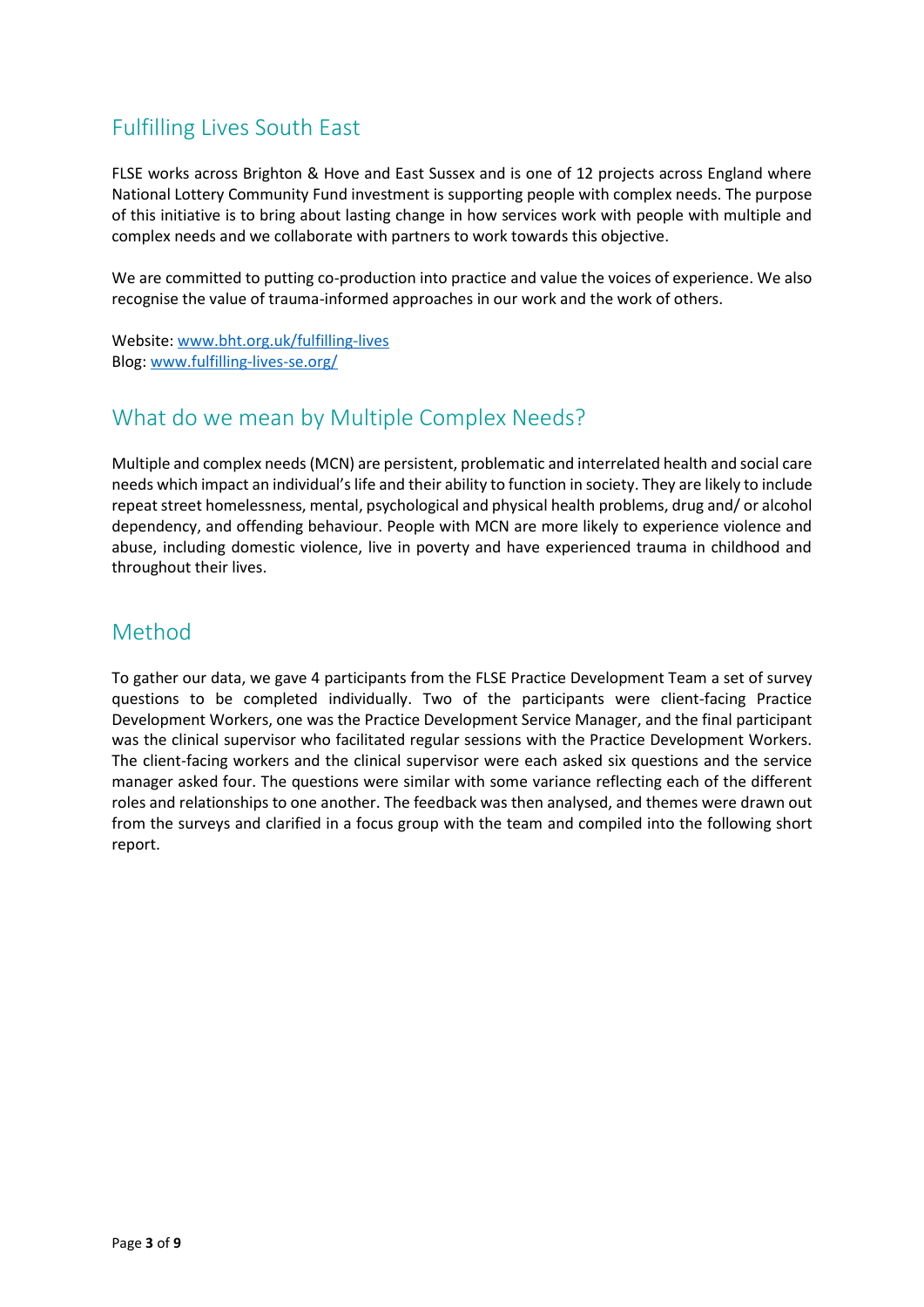## Fulfilling Lives South East

FLSE works across Brighton & Hove and East Sussex and is one of 12 projects across England where National Lottery Community Fund investment is supporting people with complex needs. The purpose of this initiative is to bring about lasting change in how services work with people with multiple and complex needs and we collaborate with partners to work towards this objective.

We are committed to putting co-production into practice and value the voices of experience. We also recognise the value of trauma-informed approaches in our work and the work of others.

Website: [www.bht.org.uk/fulfilling-lives](http://www.bht.org.uk/fulfilling-lives)
Blog: [www.fulfilling-lives-se.org/](http://www.fulfilling-lives-se.org/)

## What do we mean by Multiple Complex Needs?

Multiple and complex needs (MCN) are persistent, problematic and interrelated health and social care needs which impact an individual's life and their ability to function in society. They are likely to include repeat street homelessness, mental, psychological and physical health problems, drug and/ or alcohol dependency, and offending behaviour. People with MCN are more likely to experience violence and abuse, including domestic violence, live in poverty and have experienced trauma in childhood and throughout their lives.

## Method

To gather our data, we gave 4 participants from the FLSE Practice Development Team a set of survey questions to be completed individually. Two of the participants were client-facing Practice Development Workers, one was the Practice Development Service Manager, and the final participant was the clinical supervisor who facilitated regular sessions with the Practice Development Workers. The client-facing workers and the clinical supervisor were each asked six questions and the service manager asked four. The questions were similar with some variance reflecting each of the different roles and relationships to one another. The feedback was then analysed, and themes were drawn out from the surveys and clarified in a focus group with the team and compiled into the following short report.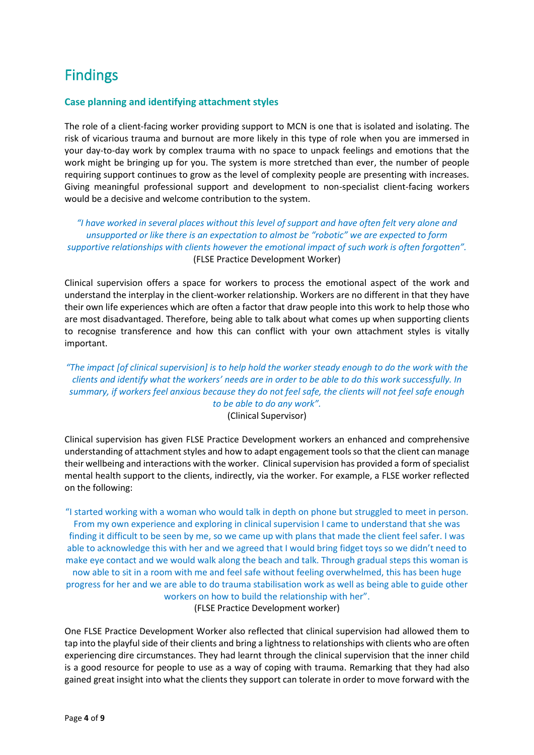# Findings

### Case planning and identifying attachment styles

The role of a client-facing worker providing support to MCN is one that is isolated and isolating. The risk of vicarious trauma and burnout are more likely in this type of role when you are immersed in your day-to-day work by complex trauma with no space to unpack feelings and emotions that the work might be bringing up for you. The system is more stretched than ever, the number of people requiring support continues to grow as the level of complexity people are presenting with increases. Giving meaningful professional support and development to non-specialist client-facing workers would be a decisive and welcome contribution to the system.

*"I have worked in several places without this level of support and have often felt very alone and unsupported or like there is an expectation to almost be "robotic" we are expected to form supportive relationships with clients however the emotional impact of such work is often forgotten".*
(FLSE Practice Development Worker)

Clinical supervision offers a space for workers to process the emotional aspect of the work and understand the interplay in the client-worker relationship. Workers are no different in that they have their own life experiences which are often a factor that draw people into this work to help those who are most disadvantaged. Therefore, being able to talk about what comes up when supporting clients to recognise transference and how this can conflict with your own attachment styles is vitally important.

*"The impact [of clinical supervision] is to help hold the worker steady enough to do the work with the clients and identify what the workers' needs are in order to be able to do this work successfully. In summary, if workers feel anxious because they do not feel safe, the clients will not feel safe enough to be able to do any work".*
(Clinical Supervisor)

Clinical supervision has given FLSE Practice Development workers an enhanced and comprehensive understanding of attachment styles and how to adapt engagement tools so that the client can manage their wellbeing and interactions with the worker. Clinical supervision has provided a form of specialist mental health support to the clients, indirectly, via the worker. For example, a FLSE worker reflected on the following:

"I started working with a woman who would talk in depth on phone but struggled to meet in person. From my own experience and exploring in clinical supervision I came to understand that she was finding it difficult to be seen by me, so we came up with plans that made the client feel safer. I was able to acknowledge this with her and we agreed that I would bring fidget toys so we didn't need to make eye contact and we would walk along the beach and talk. Through gradual steps this woman is now able to sit in a room with me and feel safe without feeling overwhelmed, this has been huge progress for her and we are able to do trauma stabilisation work as well as being able to guide other workers on how to build the relationship with her".
(FLSE Practice Development worker)

One FLSE Practice Development Worker also reflected that clinical supervision had allowed them to tap into the playful side of their clients and bring a lightness to relationships with clients who are often experiencing dire circumstances. They had learnt through the clinical supervision that the inner child is a good resource for people to use as a way of coping with trauma. Remarking that they had also gained great insight into what the clients they support can tolerate in order to move forward with the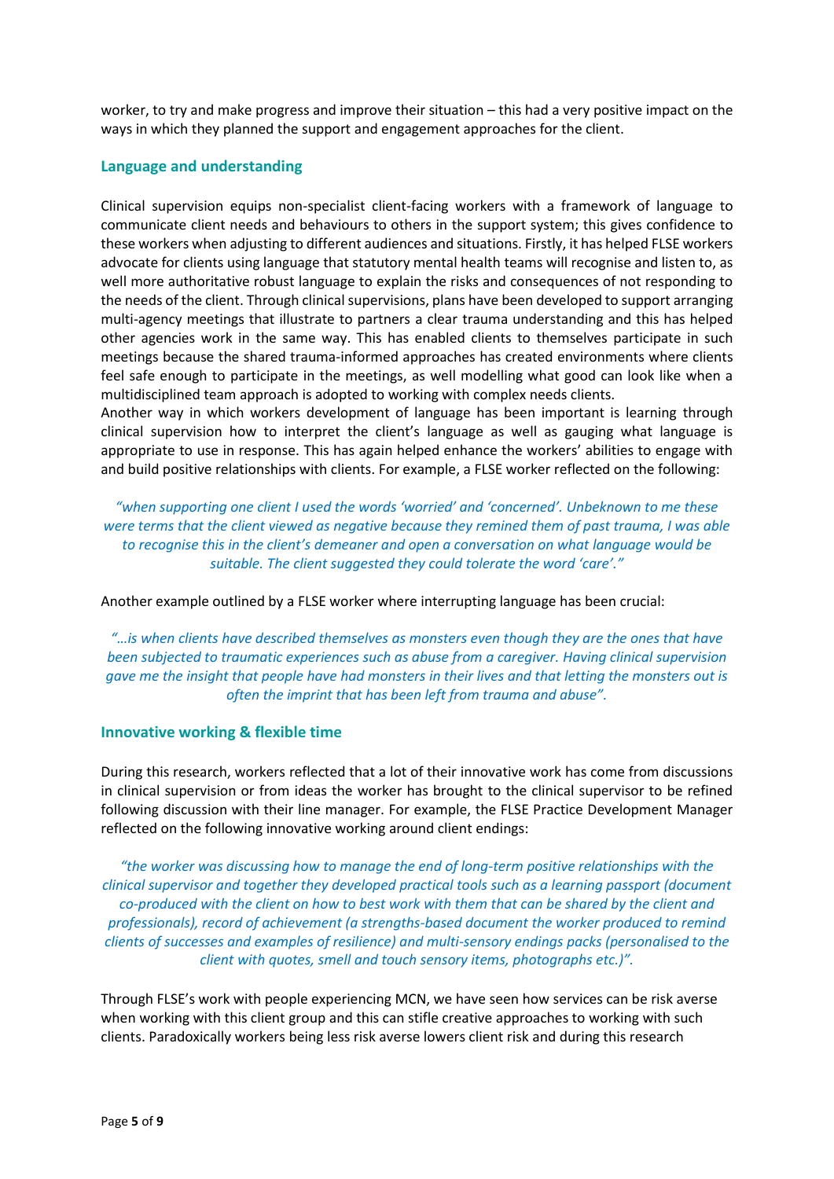worker, to try and make progress and improve their situation – this had a very positive impact on the ways in which they planned the support and engagement approaches for the client.

### Language and understanding

Clinical supervision equips non-specialist client-facing workers with a framework of language to communicate client needs and behaviours to others in the support system; this gives confidence to these workers when adjusting to different audiences and situations. Firstly, it has helped FLSE workers advocate for clients using language that statutory mental health teams will recognise and listen to, as well more authoritative robust language to explain the risks and consequences of not responding to the needs of the client. Through clinical supervisions, plans have been developed to support arranging multi-agency meetings that illustrate to partners a clear trauma understanding and this has helped other agencies work in the same way. This has enabled clients to themselves participate in such meetings because the shared trauma-informed approaches has created environments where clients feel safe enough to participate in the meetings, as well modelling what good can look like when a multidisciplined team approach is adopted to working with complex needs clients.

Another way in which workers development of language has been important is learning through clinical supervision how to interpret the client's language as well as gauging what language is appropriate to use in response. This has again helped enhance the workers' abilities to engage with and build positive relationships with clients. For example, a FLSE worker reflected on the following:

*"when supporting one client I used the words 'worried' and 'concerned'. Unbeknown to me these were terms that the client viewed as negative because they remined them of past trauma, I was able to recognise this in the client's demeaner and open a conversation on what language would be suitable. The client suggested they could tolerate the word 'care'."*

Another example outlined by a FLSE worker where interrupting language has been crucial:

*"…is when clients have described themselves as monsters even though they are the ones that have been subjected to traumatic experiences such as abuse from a caregiver. Having clinical supervision gave me the insight that people have had monsters in their lives and that letting the monsters out is often the imprint that has been left from trauma and abuse".*

### Innovative working & flexible time

During this research, workers reflected that a lot of their innovative work has come from discussions in clinical supervision or from ideas the worker has brought to the clinical supervisor to be refined following discussion with their line manager. For example, the FLSE Practice Development Manager reflected on the following innovative working around client endings:

*"the worker was discussing how to manage the end of long-term positive relationships with the clinical supervisor and together they developed practical tools such as a learning passport (document co-produced with the client on how to best work with them that can be shared by the client and professionals), record of achievement (a strengths-based document the worker produced to remind clients of successes and examples of resilience) and multi-sensory endings packs (personalised to the client with quotes, smell and touch sensory items, photographs etc.)".*

Through FLSE's work with people experiencing MCN, we have seen how services can be risk averse when working with this client group and this can stifle creative approaches to working with such clients. Paradoxically workers being less risk averse lowers client risk and during this research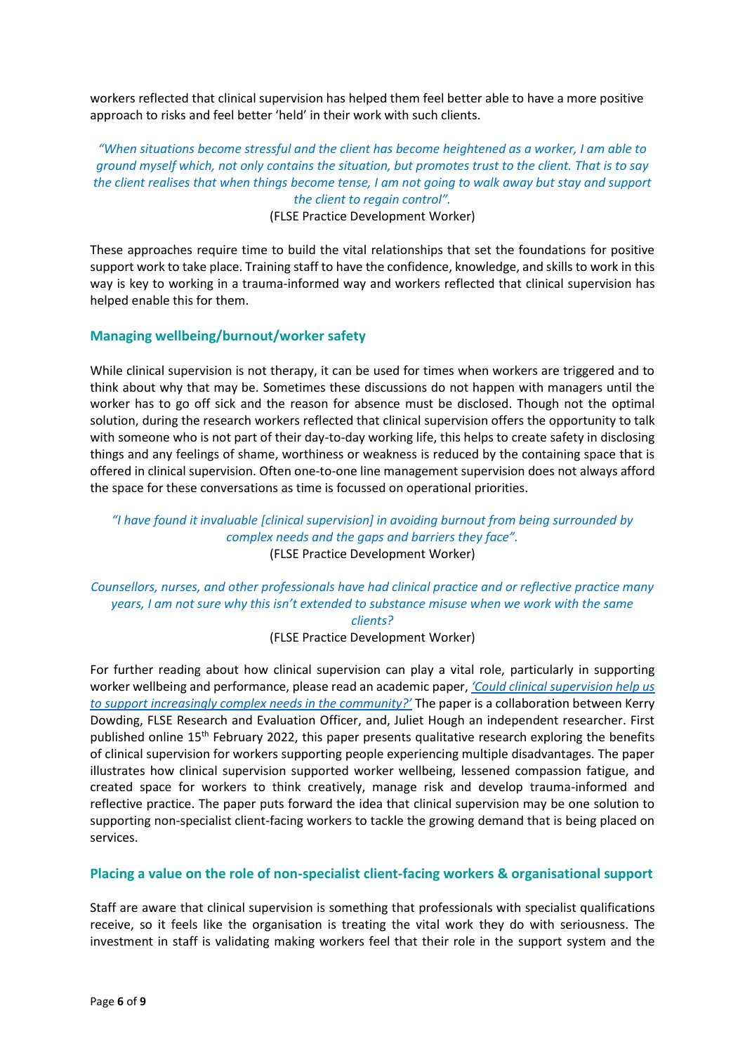workers reflected that clinical supervision has helped them feel better able to have a more positive approach to risks and feel better 'held' in their work with such clients.

*"When situations become stressful and the client has become heightened as a worker, I am able to ground myself which, not only contains the situation, but promotes trust to the client. That is to say the client realises that when things become tense, I am not going to walk away but stay and support the client to regain control".*

(FLSE Practice Development Worker)

These approaches require time to build the vital relationships that set the foundations for positive support work to take place. Training staff to have the confidence, knowledge, and skills to work in this way is key to working in a trauma-informed way and workers reflected that clinical supervision has helped enable this for them.

### Managing wellbeing/burnout/worker safety

While clinical supervision is not therapy, it can be used for times when workers are triggered and to think about why that may be. Sometimes these discussions do not happen with managers until the worker has to go off sick and the reason for absence must be disclosed. Though not the optimal solution, during the research workers reflected that clinical supervision offers the opportunity to talk with someone who is not part of their day-to-day working life, this helps to create safety in disclosing things and any feelings of shame, worthiness or weakness is reduced by the containing space that is offered in clinical supervision. Often one-to-one line management supervision does not always afford the space for these conversations as time is focussed on operational priorities.

*"I have found it invaluable [clinical supervision] in avoiding burnout from being surrounded by complex needs and the gaps and barriers they face".*

(FLSE Practice Development Worker)

*Counsellors, nurses, and other professionals have had clinical practice and or reflective practice many years, I am not sure why this isn't extended to substance misuse when we work with the same clients?*

(FLSE Practice Development Worker)

For further reading about how clinical supervision can play a vital role, particularly in supporting worker wellbeing and performance, please read an academic paper, *'Could clinical supervision help us to support increasingly complex needs in the community?'* The paper is a collaboration between Kerry Dowding, FLSE Research and Evaluation Officer, and, Juliet Hough an independent researcher. First published online 15th February 2022, this paper presents qualitative research exploring the benefits of clinical supervision for workers supporting people experiencing multiple disadvantages. The paper illustrates how clinical supervision supported worker wellbeing, lessened compassion fatigue, and created space for workers to think creatively, manage risk and develop trauma-informed and reflective practice. The paper puts forward the idea that clinical supervision may be one solution to supporting non-specialist client-facing workers to tackle the growing demand that is being placed on services.

### Placing a value on the role of non-specialist client-facing workers & organisational support

Staff are aware that clinical supervision is something that professionals with specialist qualifications receive, so it feels like the organisation is treating the vital work they do with seriousness. The investment in staff is validating making workers feel that their role in the support system and the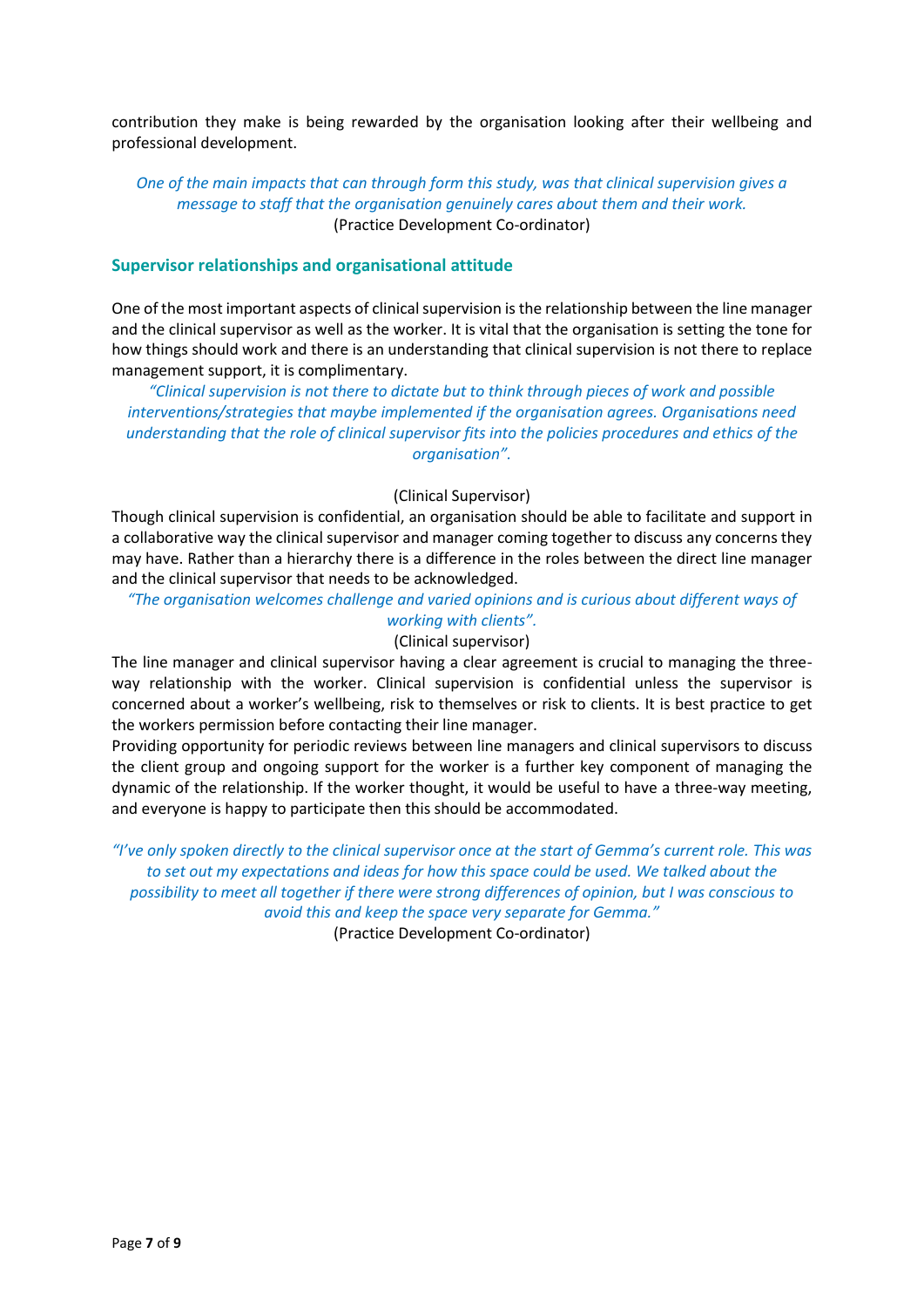contribution they make is being rewarded by the organisation looking after their wellbeing and professional development.

*One of the main impacts that can through form this study, was that clinical supervision gives a message to staff that the organisation genuinely cares about them and their work.*
(Practice Development Co-ordinator)

## Supervisor relationships and organisational attitude

One of the most important aspects of clinical supervision is the relationship between the line manager and the clinical supervisor as well as the worker. It is vital that the organisation is setting the tone for how things should work and there is an understanding that clinical supervision is not there to replace management support, it is complimentary.

*"Clinical supervision is not there to dictate but to think through pieces of work and possible interventions/strategies that maybe implemented if the organisation agrees. Organisations need understanding that the role of clinical supervisor fits into the policies procedures and ethics of the organisation".*

(Clinical Supervisor)

Though clinical supervision is confidential, an organisation should be able to facilitate and support in a collaborative way the clinical supervisor and manager coming together to discuss any concerns they may have. Rather than a hierarchy there is a difference in the roles between the direct line manager and the clinical supervisor that needs to be acknowledged.

*"The organisation welcomes challenge and varied opinions and is curious about different ways of working with clients".*
(Clinical supervisor)

The line manager and clinical supervisor having a clear agreement is crucial to managing the three-way relationship with the worker. Clinical supervision is confidential unless the supervisor is concerned about a worker's wellbeing, risk to themselves or risk to clients. It is best practice to get the workers permission before contacting their line manager.

Providing opportunity for periodic reviews between line managers and clinical supervisors to discuss the client group and ongoing support for the worker is a further key component of managing the dynamic of the relationship. If the worker thought, it would be useful to have a three-way meeting, and everyone is happy to participate then this should be accommodated.

*"I've only spoken directly to the clinical supervisor once at the start of Gemma's current role. This was to set out my expectations and ideas for how this space could be used. We talked about the possibility to meet all together if there were strong differences of opinion, but I was conscious to avoid this and keep the space very separate for Gemma."*
(Practice Development Co-ordinator)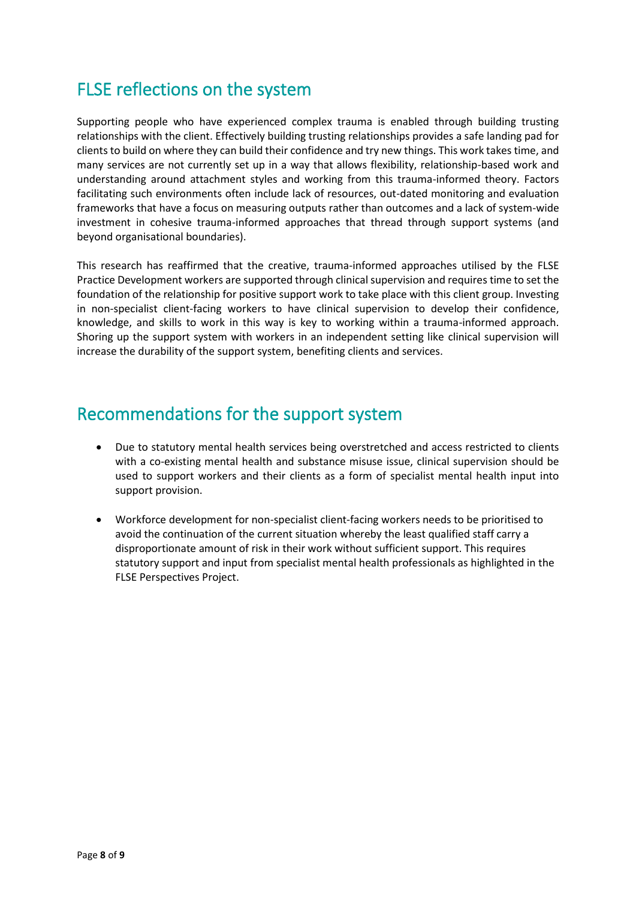## FLSE reflections on the system

Supporting people who have experienced complex trauma is enabled through building trusting relationships with the client. Effectively building trusting relationships provides a safe landing pad for clients to build on where they can build their confidence and try new things. This work takes time, and many services are not currently set up in a way that allows flexibility, relationship-based work and understanding around attachment styles and working from this trauma-informed theory. Factors facilitating such environments often include lack of resources, out-dated monitoring and evaluation frameworks that have a focus on measuring outputs rather than outcomes and a lack of system-wide investment in cohesive trauma-informed approaches that thread through support systems (and beyond organisational boundaries).

This research has reaffirmed that the creative, trauma-informed approaches utilised by the FLSE Practice Development workers are supported through clinical supervision and requires time to set the foundation of the relationship for positive support work to take place with this client group. Investing in non-specialist client-facing workers to have clinical supervision to develop their confidence, knowledge, and skills to work in this way is key to working within a trauma-informed approach. Shoring up the support system with workers in an independent setting like clinical supervision will increase the durability of the support system, benefiting clients and services.

## Recommendations for the support system

- Due to statutory mental health services being overstretched and access restricted to clients with a co-existing mental health and substance misuse issue, clinical supervision should be used to support workers and their clients as a form of specialist mental health input into support provision.
- Workforce development for non-specialist client-facing workers needs to be prioritised to avoid the continuation of the current situation whereby the least qualified staff carry a disproportionate amount of risk in their work without sufficient support. This requires statutory support and input from specialist mental health professionals as highlighted in the FLSE Perspectives Project.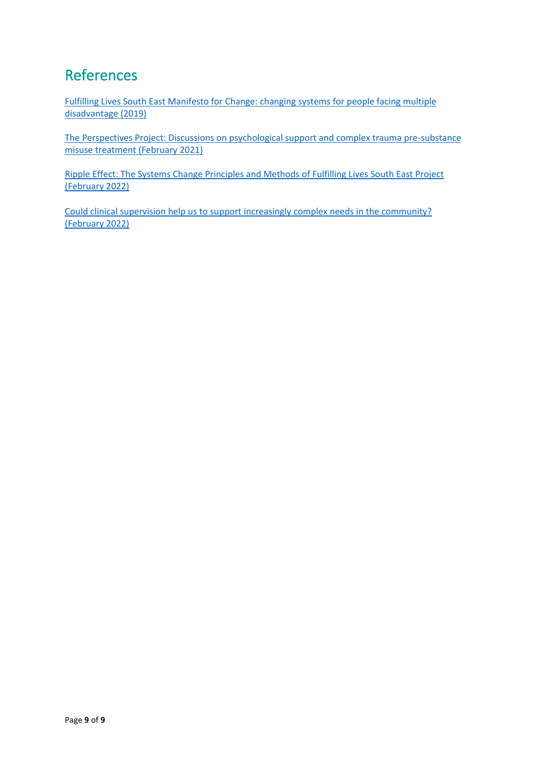# References

Fulfilling Lives South East Manifesto for Change: changing systems for people facing multiple disadvantage (2019)

The Perspectives Project: Discussions on psychological support and complex trauma pre-substance misuse treatment (February 2021)

Ripple Effect: The Systems Change Principles and Methods of Fulfilling Lives South East Project (February 2022)

Could clinical supervision help us to support increasingly complex needs in the community? (February 2022)